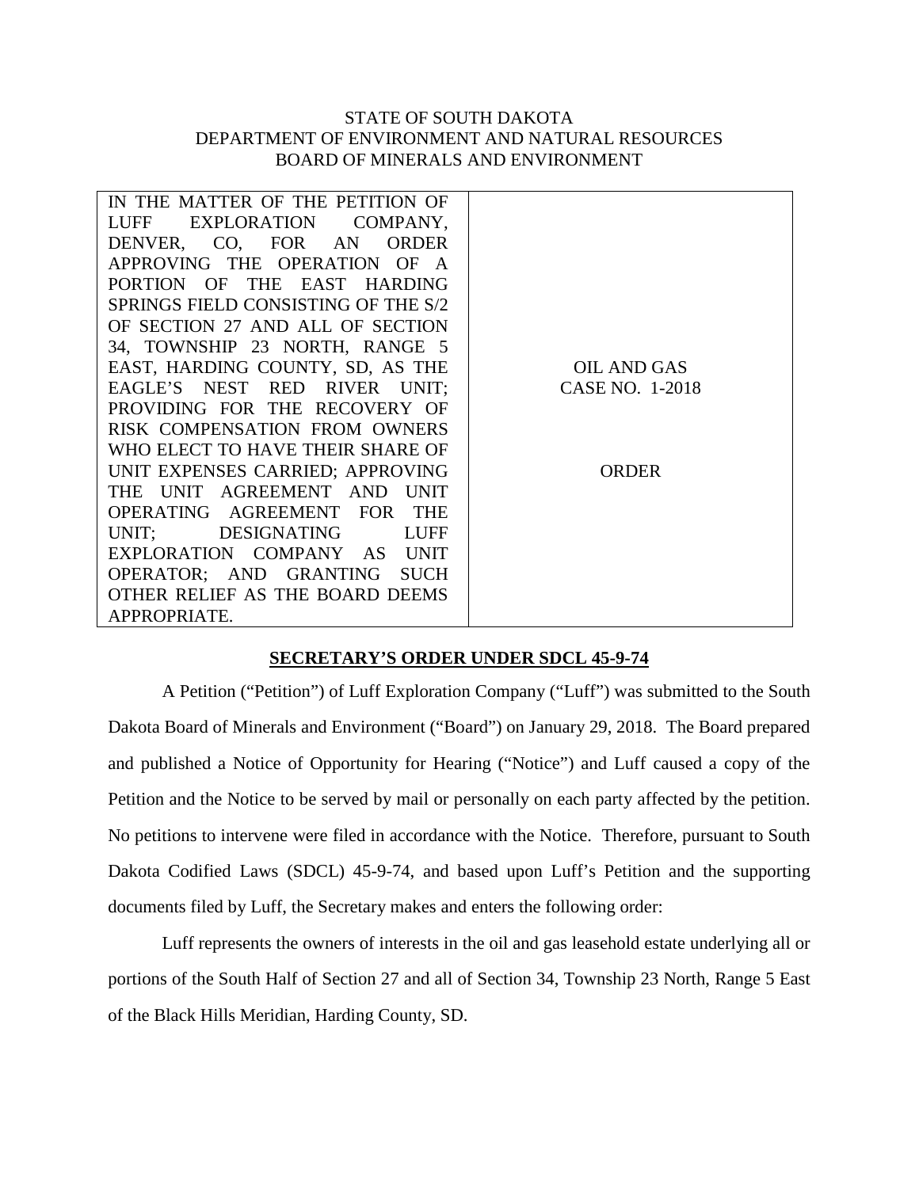STATE OF SOUTH DAKOTA
DEPARTMENT OF ENVIRONMENT AND NATURAL RESOURCES
BOARD OF MINERALS AND ENVIRONMENT

| IN THE MATTER OF THE PETITION OF LUFF EXPLORATION COMPANY, DENVER, CO, FOR AN ORDER APPROVING THE OPERATION OF A PORTION OF THE EAST HARDING SPRINGS FIELD CONSISTING OF THE S/2 OF SECTION 27 AND ALL OF SECTION 34, TOWNSHIP 23 NORTH, RANGE 5 EAST, HARDING COUNTY, SD, AS THE EAGLE'S NEST RED RIVER UNIT; PROVIDING FOR THE RECOVERY OF RISK COMPENSATION FROM OWNERS WHO ELECT TO HAVE THEIR SHARE OF UNIT EXPENSES CARRIED; APPROVING THE UNIT AGREEMENT AND UNIT OPERATING AGREEMENT FOR THE UNIT; DESIGNATING LUFF EXPLORATION COMPANY AS UNIT OPERATOR; AND GRANTING SUCH OTHER RELIEF AS THE BOARD DEEMS APPROPRIATE. | OIL AND GAS CASE NO. 1-2018<br><br>ORDER |
|---|---|

**SECRETARY'S ORDER UNDER SDCL 45-9-74**

A Petition ("Petition") of Luff Exploration Company ("Luff") was submitted to the South Dakota Board of Minerals and Environment ("Board") on January 29, 2018. The Board prepared and published a Notice of Opportunity for Hearing ("Notice") and Luff caused a copy of the Petition and the Notice to be served by mail or personally on each party affected by the petition. No petitions to intervene were filed in accordance with the Notice. Therefore, pursuant to South Dakota Codified Laws (SDCL) 45-9-74, and based upon Luff's Petition and the supporting documents filed by Luff, the Secretary makes and enters the following order:

Luff represents the owners of interests in the oil and gas leasehold estate underlying all or portions of the South Half of Section 27 and all of Section 34, Township 23 North, Range 5 East of the Black Hills Meridian, Harding County, SD.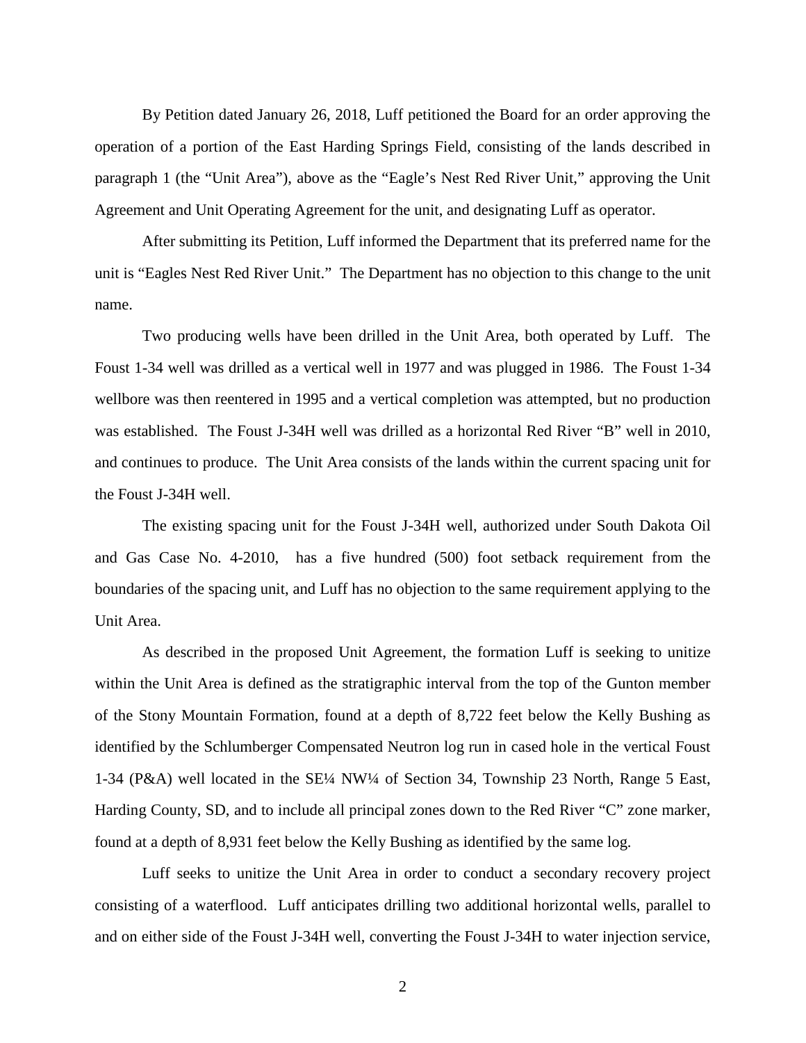By Petition dated January 26, 2018, Luff petitioned the Board for an order approving the operation of a portion of the East Harding Springs Field, consisting of the lands described in paragraph 1 (the "Unit Area"), above as the "Eagle's Nest Red River Unit," approving the Unit Agreement and Unit Operating Agreement for the unit, and designating Luff as operator.

After submitting its Petition, Luff informed the Department that its preferred name for the unit is "Eagles Nest Red River Unit." The Department has no objection to this change to the unit name.

Two producing wells have been drilled in the Unit Area, both operated by Luff. The Foust 1-34 well was drilled as a vertical well in 1977 and was plugged in 1986. The Foust 1-34 wellbore was then reentered in 1995 and a vertical completion was attempted, but no production was established. The Foust J-34H well was drilled as a horizontal Red River "B" well in 2010, and continues to produce. The Unit Area consists of the lands within the current spacing unit for the Foust J-34H well.

The existing spacing unit for the Foust J-34H well, authorized under South Dakota Oil and Gas Case No. 4-2010, has a five hundred (500) foot setback requirement from the boundaries of the spacing unit, and Luff has no objection to the same requirement applying to the Unit Area.

As described in the proposed Unit Agreement, the formation Luff is seeking to unitize within the Unit Area is defined as the stratigraphic interval from the top of the Gunton member of the Stony Mountain Formation, found at a depth of 8,722 feet below the Kelly Bushing as identified by the Schlumberger Compensated Neutron log run in cased hole in the vertical Foust 1-34 (P&A) well located in the SE¼ NW¼ of Section 34, Township 23 North, Range 5 East, Harding County, SD, and to include all principal zones down to the Red River "C" zone marker, found at a depth of 8,931 feet below the Kelly Bushing as identified by the same log.

Luff seeks to unitize the Unit Area in order to conduct a secondary recovery project consisting of a waterflood. Luff anticipates drilling two additional horizontal wells, parallel to and on either side of the Foust J-34H well, converting the Foust J-34H to water injection service,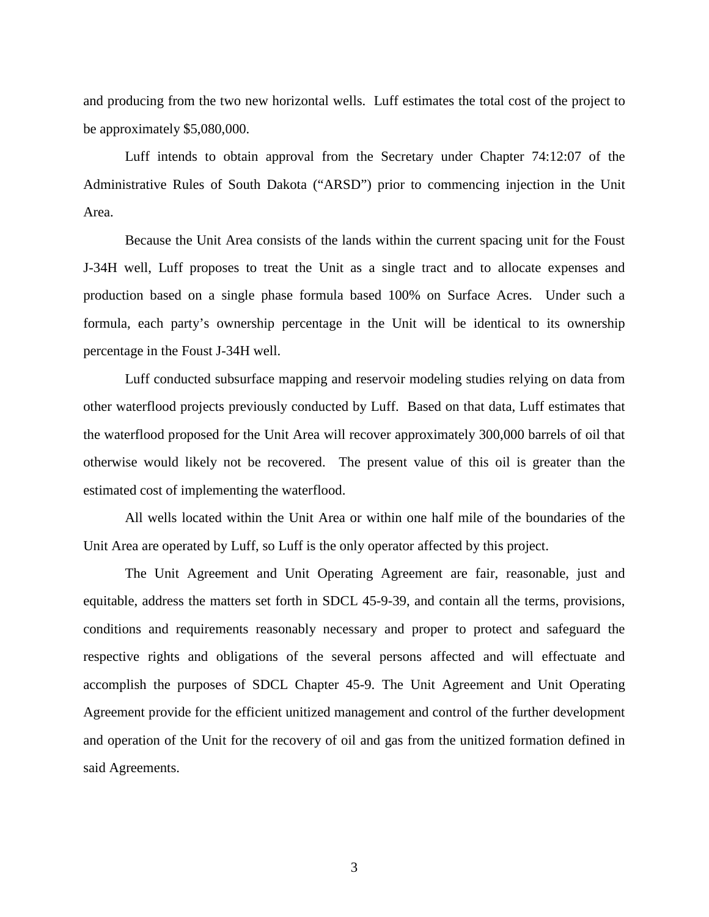and producing from the two new horizontal wells. Luff estimates the total cost of the project to be approximately $5,080,000.

Luff intends to obtain approval from the Secretary under Chapter 74:12:07 of the Administrative Rules of South Dakota ("ARSD") prior to commencing injection in the Unit Area.

Because the Unit Area consists of the lands within the current spacing unit for the Foust J-34H well, Luff proposes to treat the Unit as a single tract and to allocate expenses and production based on a single phase formula based 100% on Surface Acres. Under such a formula, each party's ownership percentage in the Unit will be identical to its ownership percentage in the Foust J-34H well.

Luff conducted subsurface mapping and reservoir modeling studies relying on data from other waterflood projects previously conducted by Luff. Based on that data, Luff estimates that the waterflood proposed for the Unit Area will recover approximately 300,000 barrels of oil that otherwise would likely not be recovered. The present value of this oil is greater than the estimated cost of implementing the waterflood.

All wells located within the Unit Area or within one half mile of the boundaries of the Unit Area are operated by Luff, so Luff is the only operator affected by this project.

The Unit Agreement and Unit Operating Agreement are fair, reasonable, just and equitable, address the matters set forth in SDCL 45-9-39, and contain all the terms, provisions, conditions and requirements reasonably necessary and proper to protect and safeguard the respective rights and obligations of the several persons affected and will effectuate and accomplish the purposes of SDCL Chapter 45-9. The Unit Agreement and Unit Operating Agreement provide for the efficient unitized management and control of the further development and operation of the Unit for the recovery of oil and gas from the unitized formation defined in said Agreements.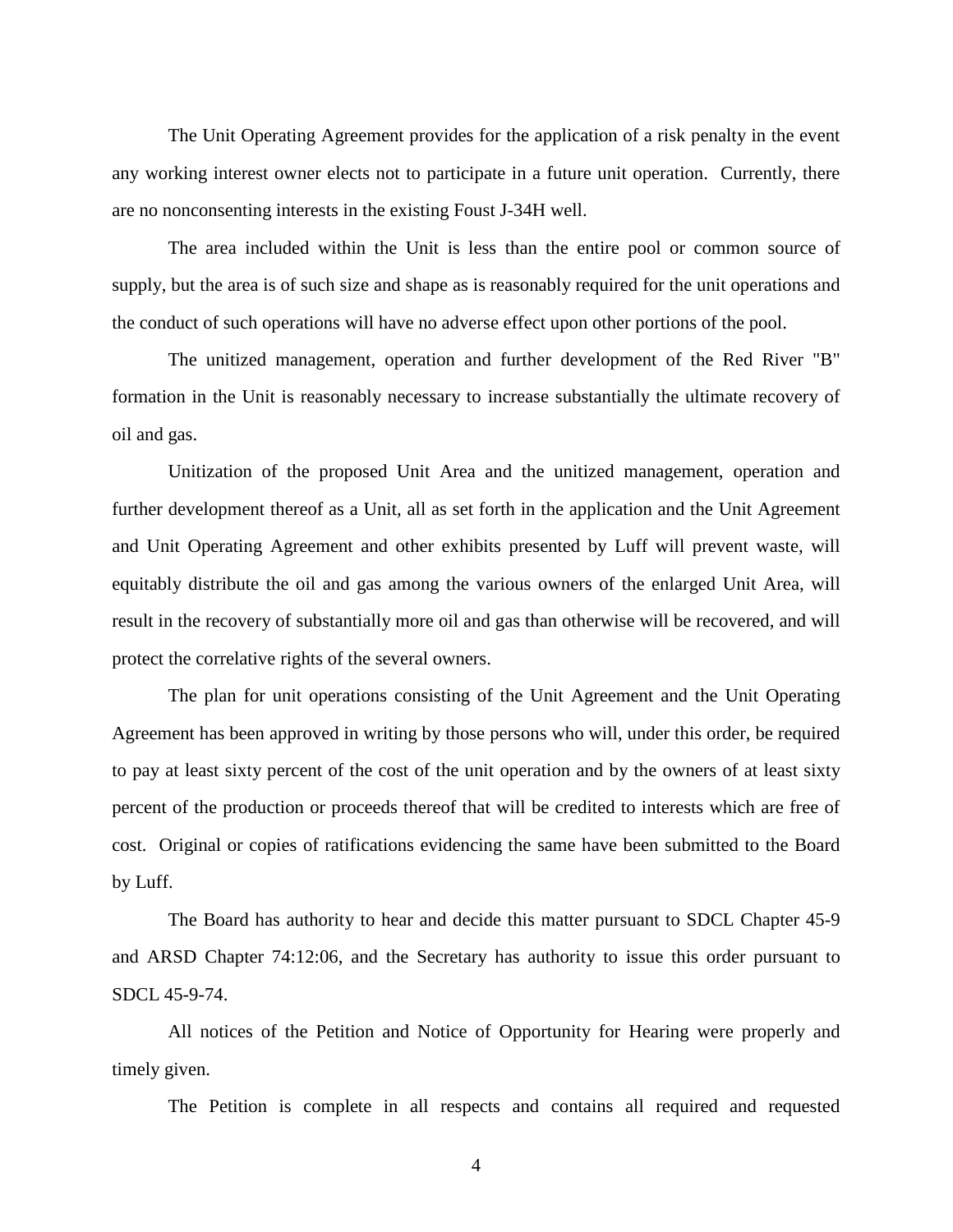The Unit Operating Agreement provides for the application of a risk penalty in the event any working interest owner elects not to participate in a future unit operation. Currently, there are no nonconsenting interests in the existing Foust J-34H well.

The area included within the Unit is less than the entire pool or common source of supply, but the area is of such size and shape as is reasonably required for the unit operations and the conduct of such operations will have no adverse effect upon other portions of the pool.

The unitized management, operation and further development of the Red River "B" formation in the Unit is reasonably necessary to increase substantially the ultimate recovery of oil and gas.

Unitization of the proposed Unit Area and the unitized management, operation and further development thereof as a Unit, all as set forth in the application and the Unit Agreement and Unit Operating Agreement and other exhibits presented by Luff will prevent waste, will equitably distribute the oil and gas among the various owners of the enlarged Unit Area, will result in the recovery of substantially more oil and gas than otherwise will be recovered, and will protect the correlative rights of the several owners.

The plan for unit operations consisting of the Unit Agreement and the Unit Operating Agreement has been approved in writing by those persons who will, under this order, be required to pay at least sixty percent of the cost of the unit operation and by the owners of at least sixty percent of the production or proceeds thereof that will be credited to interests which are free of cost. Original or copies of ratifications evidencing the same have been submitted to the Board by Luff.

The Board has authority to hear and decide this matter pursuant to SDCL Chapter 45-9 and ARSD Chapter 74:12:06, and the Secretary has authority to issue this order pursuant to SDCL 45-9-74.

All notices of the Petition and Notice of Opportunity for Hearing were properly and timely given.

The Petition is complete in all respects and contains all required and requested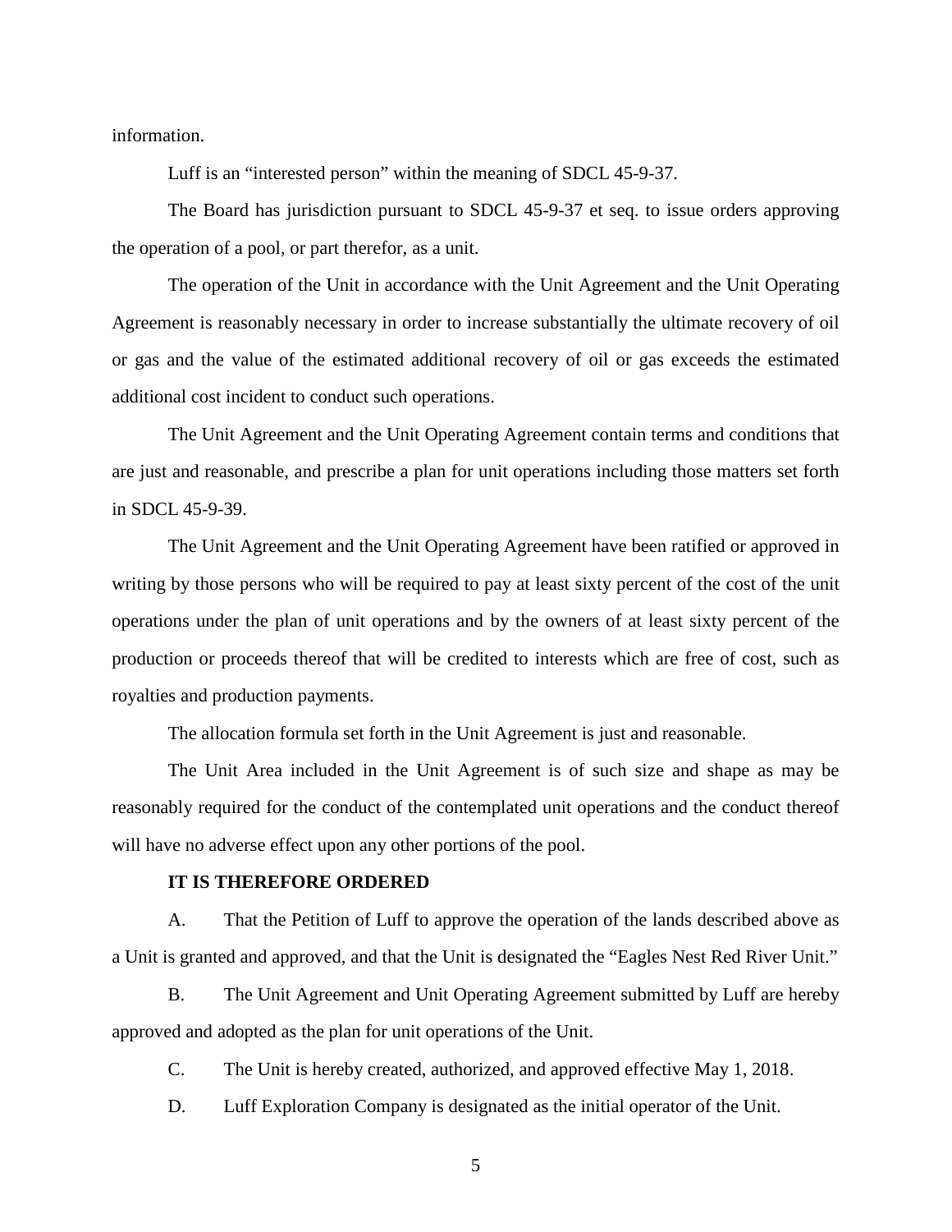information.

Luff is an “interested person” within the meaning of SDCL 45-9-37.

The Board has jurisdiction pursuant to SDCL 45-9-37 et seq. to issue orders approving the operation of a pool, or part therefor, as a unit.

The operation of the Unit in accordance with the Unit Agreement and the Unit Operating Agreement is reasonably necessary in order to increase substantially the ultimate recovery of oil or gas and the value of the estimated additional recovery of oil or gas exceeds the estimated additional cost incident to conduct such operations.

The Unit Agreement and the Unit Operating Agreement contain terms and conditions that are just and reasonable, and prescribe a plan for unit operations including those matters set forth in SDCL 45-9-39.

The Unit Agreement and the Unit Operating Agreement have been ratified or approved in writing by those persons who will be required to pay at least sixty percent of the cost of the unit operations under the plan of unit operations and by the owners of at least sixty percent of the production or proceeds thereof that will be credited to interests which are free of cost, such as royalties and production payments.

The allocation formula set forth in the Unit Agreement is just and reasonable.

The Unit Area included in the Unit Agreement is of such size and shape as may be reasonably required for the conduct of the contemplated unit operations and the conduct thereof will have no adverse effect upon any other portions of the pool.

**IT IS THEREFORE ORDERED**

A. That the Petition of Luff to approve the operation of the lands described above as a Unit is granted and approved, and that the Unit is designated the “Eagles Nest Red River Unit.”

B. The Unit Agreement and Unit Operating Agreement submitted by Luff are hereby approved and adopted as the plan for unit operations of the Unit.

C. The Unit is hereby created, authorized, and approved effective May 1, 2018.

D. Luff Exploration Company is designated as the initial operator of the Unit.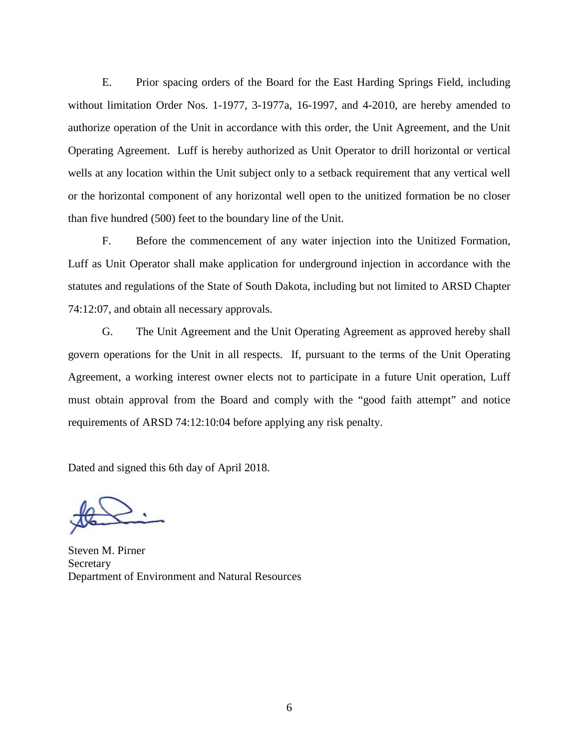E. Prior spacing orders of the Board for the East Harding Springs Field, including without limitation Order Nos. 1-1977, 3-1977a, 16-1997, and 4-2010, are hereby amended to authorize operation of the Unit in accordance with this order, the Unit Agreement, and the Unit Operating Agreement. Luff is hereby authorized as Unit Operator to drill horizontal or vertical wells at any location within the Unit subject only to a setback requirement that any vertical well or the horizontal component of any horizontal well open to the unitized formation be no closer than five hundred (500) feet to the boundary line of the Unit.

F. Before the commencement of any water injection into the Unitized Formation, Luff as Unit Operator shall make application for underground injection in accordance with the statutes and regulations of the State of South Dakota, including but not limited to ARSD Chapter 74:12:07, and obtain all necessary approvals.

G. The Unit Agreement and the Unit Operating Agreement as approved hereby shall govern operations for the Unit in all respects. If, pursuant to the terms of the Unit Operating Agreement, a working interest owner elects not to participate in a future Unit operation, Luff must obtain approval from the Board and comply with the "good faith attempt" and notice requirements of ARSD 74:12:10:04 before applying any risk penalty.

Dated and signed this 6th day of April 2018.

Steven M. Pirner
Secretary
Department of Environment and Natural Resources